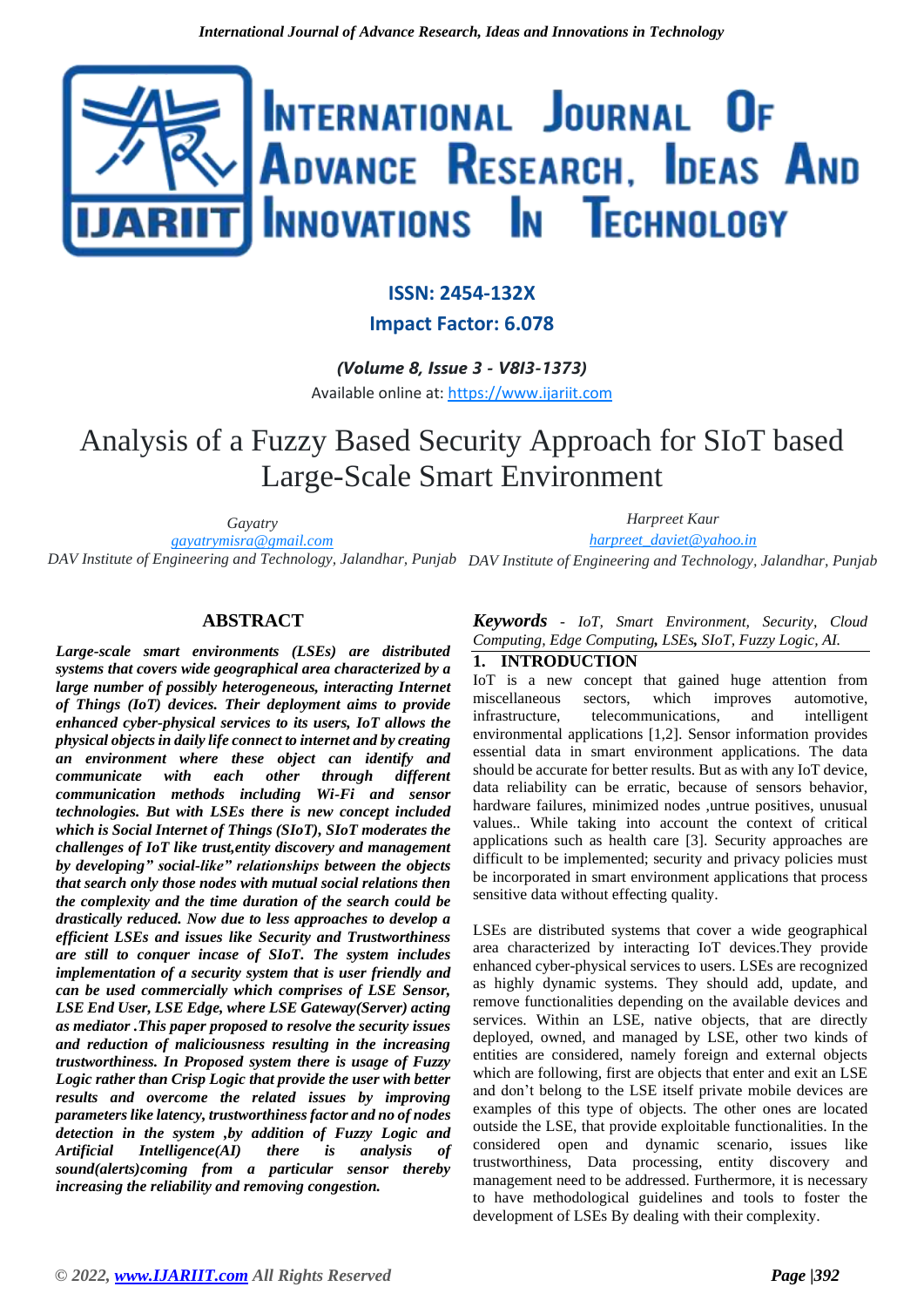**ISSN: 2454-132X**

**Impact Factor: 6.078**

***(Volume 8, Issue 3 - V8I3-1373)***

Available online at: https://www.ijariit.com

# Analysis of a Fuzzy Based Security Approach for SIoT based Large-Scale Smart Environment

*Gayatry*
*gayatrymisra@gmail.com*
*DAV Institute of Engineering and Technology, Jalandhar, Punjab*

*Harpreet Kaur*
*harpreet_daviet@yahoo.in*
*DAV Institute of Engineering and Technology, Jalandhar, Punjab*

## ABSTRACT

***Large-scale smart environments (LSEs) are distributed systems that covers wide geographical area characterized by a large number of possibly heterogeneous, interacting Internet of Things (IoT) devices. Their deployment aims to provide enhanced cyber-physical services to its users, IoT allows the physical objects in daily life connect to internet and by creating an environment where these object can identify and communicate with each other through different communication methods including Wi-Fi and sensor technologies. But with LSEs there is new concept included which is Social Internet of Things (SIoT), SIoT moderates the challenges of IoT like trust,entity discovery and management by developing" social-like" relationships between the objects that search only those nodes with mutual social relations then the complexity and the time duration of the search could be drastically reduced. Now due to less approaches to develop a efficient LSEs and issues like Security and Trustworthiness are still to conquer incase of SIoT. The system includes implementation of a security system that is user friendly and can be used commercially which comprises of LSE Sensor, LSE End User, LSE Edge, where LSE Gateway(Server) acting as mediator .This paper proposed to resolve the security issues and reduction of maliciousness resulting in the increasing trustworthiness. In Proposed system there is usage of Fuzzy Logic rather than Crisp Logic that provide the user with better results and overcome the related issues by improving parameters like latency, trustworthiness factor and no of nodes detection in the system ,by addition of Fuzzy Logic and Artificial Intelligence(AI) there is analysis of sound(alerts)coming from a particular sensor thereby increasing the reliability and removing congestion.***

***Keywords*** *- IoT, Smart Environment, Security, Cloud Computing, Edge Computing, LSEs, SIoT, Fuzzy Logic, AI.*

## 1. INTRODUCTION

IoT is a new concept that gained huge attention from miscellaneous sectors, which improves automotive, infrastructure, telecommunications, and intelligent environmental applications [1,2]. Sensor information provides essential data in smart environment applications. The data should be accurate for better results. But as with any IoT device, data reliability can be erratic, because of sensors behavior, hardware failures, minimized nodes ,untrue positives, unusual values.. While taking into account the context of critical applications such as health care [3]. Security approaches are difficult to be implemented; security and privacy policies must be incorporated in smart environment applications that process sensitive data without effecting quality.

LSEs are distributed systems that cover a wide geographical area characterized by interacting IoT devices.They provide enhanced cyber-physical services to users. LSEs are recognized as highly dynamic systems. They should add, update, and remove functionalities depending on the available devices and services. Within an LSE, native objects, that are directly deployed, owned, and managed by LSE, other two kinds of entities are considered, namely foreign and external objects which are following, first are objects that enter and exit an LSE and don't belong to the LSE itself private mobile devices are examples of this type of objects. The other ones are located outside the LSE, that provide exploitable functionalities. In the considered open and dynamic scenario, issues like trustworthiness, Data processing, entity discovery and management need to be addressed. Furthermore, it is necessary to have methodological guidelines and tools to foster the development of LSEs By dealing with their complexity.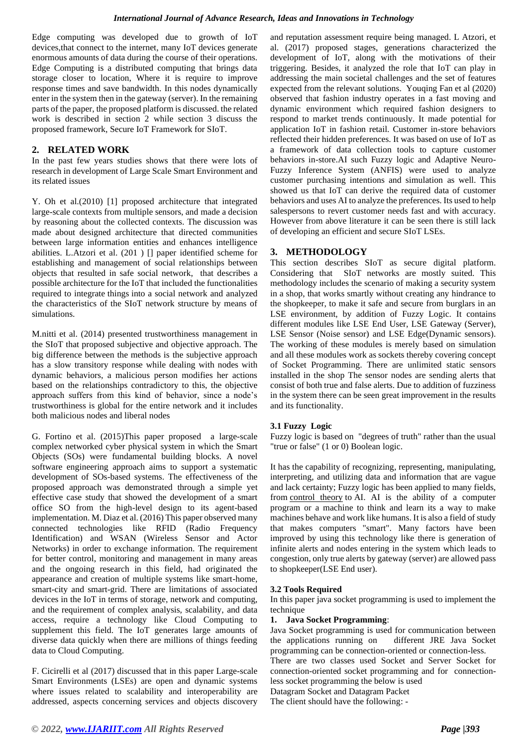Edge computing was developed due to growth of IoT devices,that connect to the internet, many IoT devices generate enormous amounts of data during the course of their operations. Edge Computing is a distributed computing that brings data storage closer to location, Where it is require to improve response times and save bandwidth. In this nodes dynamically enter in the system then in the gateway (server). In the remaining parts of the paper, the proposed platform is discussed. the related work is described in section 2 while section 3 discuss the proposed framework, Secure IoT Framework for SIoT.

## 2. RELATED WORK

In the past few years studies shows that there were lots of research in development of Large Scale Smart Environment and its related issues

Y. Oh et al.(2010) [1] proposed architecture that integrated large-scale contexts from multiple sensors, and made a decision by reasoning about the collected contexts. The discussion was made about designed architecture that directed communities between large information entities and enhances intelligence abilities. L.Atzori et al. (201 ) [] paper identified scheme for establishing and management of social relationships between objects that resulted in safe social network, that describes a possible architecture for the IoT that included the functionalities required to integrate things into a social network and analyzed the characteristics of the SIoT network structure by means of simulations.

M.nitti et al. (2014) presented trustworthiness management in the SIoT that proposed subjective and objective approach. The big difference between the methods is the subjective approach has a slow transitory response while dealing with nodes with dynamic behaviors, a malicious person modifies her actions based on the relationships contradictory to this, the objective approach suffers from this kind of behavior, since a node's trustworthiness is global for the entire network and it includes both malicious nodes and liberal nodes

G. Fortino et al. (2015)This paper proposed a large-scale complex networked cyber physical system in which the Smart Objects (SOs) were fundamental building blocks. A novel software engineering approach aims to support a systematic development of SOs-based systems. The effectiveness of the proposed approach was demonstrated through a simple yet effective case study that showed the development of a smart office SO from the high-level design to its agent-based implementation. M. Diaz et al. (2016) This paper observed many connected technologies like RFID (Radio Frequency Identification) and WSAN (Wireless Sensor and Actor Networks) in order to exchange information. The requirement for better control, monitoring and management in many areas and the ongoing research in this field, had originated the appearance and creation of multiple systems like smart-home, smart-city and smart-grid. There are limitations of associated devices in the IoT in terms of storage, network and computing, and the requirement of complex analysis, scalability, and data access, require a technology like Cloud Computing to supplement this field. The IoT generates large amounts of diverse data quickly when there are millions of things feeding data to Cloud Computing.

F. Cicirelli et al (2017) discussed that in this paper Large-scale Smart Environments (LSEs) are open and dynamic systems where issues related to scalability and interoperability are addressed, aspects concerning services and objects discovery and reputation assessment require being managed. L Atzori, et al. (2017) proposed stages, generations characterized the development of IoT, along with the motivations of their triggering. Besides, it analyzed the role that IoT can play in addressing the main societal challenges and the set of features expected from the relevant solutions. Youqing Fan et al (2020) observed that fashion industry operates in a fast moving and dynamic environment which required fashion designers to respond to market trends continuously. It made potential for application IoT in fashion retail. Customer in-store behaviors reflected their hidden preferences. It was based on use of IoT as a framework of data collection tools to capture customer behaviors in-store.AI such Fuzzy logic and Adaptive Neuro-Fuzzy Inference System (ANFIS) were used to analyze customer purchasing intentions and simulation as well. This showed us that IoT can derive the required data of customer behaviors and uses AI to analyze the preferences. Its used to help salespersons to revert customer needs fast and with accuracy. However from above literature it can be seen there is still lack of developing an efficient and secure SIoT LSEs.

## 3. METHODOLOGY

This section describes SIoT as secure digital platform. Considering that SIoT networks are mostly suited. This methodology includes the scenario of making a security system in a shop, that works smartly without creating any hindrance to the shopkeeper, to make it safe and secure from burglars in an LSE environment, by addition of Fuzzy Logic. It contains different modules like LSE End User, LSE Gateway (Server), LSE Sensor (Noise sensor) and LSE Edge(Dynamic sensors). The working of these modules is merely based on simulation and all these modules work as sockets thereby covering concept of Socket Programming. There are unlimited static sensors installed in the shop The sensor nodes are sending alerts that consist of both true and false alerts. Due to addition of fuzziness in the system there can be seen great improvement in the results and its functionality.

### 3.1 Fuzzy Logic

Fuzzy logic is based on "degrees of truth" rather than the usual "true or false" (1 or 0) Boolean logic.

It has the capability of recognizing, representing, manipulating, interpreting, and utilizing data and information that are vague and lack certainty; Fuzzy logic has been applied to many fields, from control theory to AI. AI is the ability of a computer program or a machine to think and learn its a way to make machines behave and work like humans. It is also a field of study that makes computers "smart". Many factors have been improved by using this technology like there is generation of infinite alerts and nodes entering in the system which leads to congestion, only true alerts by gateway (server) are allowed pass to shopkeeper(LSE End user).

### 3.2 Tools Required

In this paper java socket programming is used to implement the technique

1. **Java Socket Programming**:

Java Socket programming is used for communication between the applications running on different JRE Java Socket programming can be connection-oriented or connection-less.

There are two classes used Socket and Server Socket for connection-oriented socket programming and for connection-less socket programming the below is used

Datagram Socket and Datagram Packet

The client should have the following: -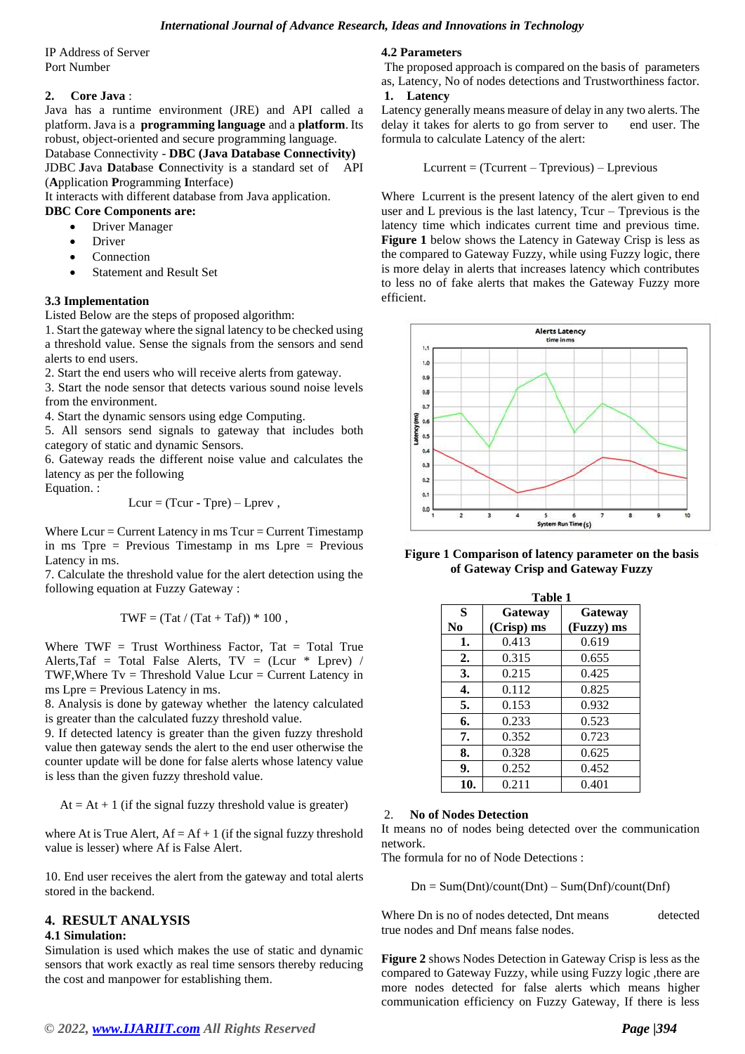IP Address of Server
Port Number

**2. Core Java** :

Java has a runtime environment (JRE) and API called a platform. Java is a **programming language** and a **platform**. Its robust, object-oriented and secure programming language.

Database Connectivity - **DBC (Java Database Connectivity)**

JDBC **J**ava **Data**b**a**se **C**onnectivity is a standard set of API (**A**pplication **P**rogramming **I**nterface)

It interacts with different database from Java application.

**DBC Core Components are:**

- Driver Manager
- Driver
- Connection
- Statement and Result Set

### 3.3 Implementation

Listed Below are the steps of proposed algorithm:

1. Start the gateway where the signal latency to be checked using a threshold value. Sense the signals from the sensors and send alerts to end users.
2. Start the end users who will receive alerts from gateway.
3. Start the node sensor that detects various sound noise levels from the environment.
4. Start the dynamic sensors using edge Computing.
5. All sensors send signals to gateway that includes both category of static and dynamic Sensors.
6. Gateway reads the different noise value and calculates the latency as per the following Equation. :

$$Lcur = (Tcur - Tpre) – Lprev ,$$

Where Lcur = Current Latency in ms Tcur = Current Timestamp in ms Tpre = Previous Timestamp in ms Lpre = Previous Latency in ms.

7. Calculate the threshold value for the alert detection using the following equation at Fuzzy Gateway :

$$TWF = (Tat / (Tat + Taf)) * 100 ,$$

Where TWF = Trust Worthiness Factor, Tat = Total True Alerts,Taf = Total False Alerts, TV = (Lcur * Lprev) / TWF,Where Tv = Threshold Value Lcur = Current Latency in ms Lpre = Previous Latency in ms.

8. Analysis is done by gateway whether the latency calculated is greater than the calculated fuzzy threshold value.
9. If detected latency is greater than the given fuzzy threshold value then gateway sends the alert to the end user otherwise the counter update will be done for false alerts whose latency value is less than the given fuzzy threshold value.

At = At + 1 (if the signal fuzzy threshold value is greater)

where At is True Alert, Af = Af + 1 (if the signal fuzzy threshold value is lesser) where Af is False Alert.

10. End user receives the alert from the gateway and total alerts stored in the backend.

## 4. RESULT ANALYSIS

### 4.1 Simulation:

Simulation is used which makes the use of static and dynamic sensors that work exactly as real time sensors thereby reducing the cost and manpower for establishing them.

### 4.2 Parameters

The proposed approach is compared on the basis of parameters as, Latency, No of nodes detections and Trustworthiness factor.

**1. Latency**

Latency generally means measure of delay in any two alerts. The delay it takes for alerts to go from server to end user. The formula to calculate Latency of the alert:

$$Lcurrent = (Tcurrent – Tprevious) – Lprevious$$

Where Lcurrent is the present latency of the alert given to end user and L previous is the last latency, Tcur – Tprevious is the latency time which indicates current time and previous time. **Figure 1** below shows the Latency in Gateway Crisp is less as the compared to Gateway Fuzzy, while using Fuzzy logic, there is more delay in alerts that increases latency which contributes to less no of fake alerts that makes the Gateway Fuzzy more efficient.

**Figure 1 Comparison of latency parameter on the basis of Gateway Crisp and Gateway Fuzzy**

**Table 1**

| S No | Gateway (Crisp) ms | Gateway (Fuzzy) ms |
|---|---|---|
| **1.** | 0.413 | 0.619 |
| **2.** | 0.315 | 0.655 |
| **3.** | 0.215 | 0.425 |
| **4.** | 0.112 | 0.825 |
| **5.** | 0.153 | 0.932 |
| **6.** | 0.233 | 0.523 |
| **7.** | 0.352 | 0.723 |
| **8.** | 0.328 | 0.625 |
| **9.** | 0.252 | 0.452 |
| **10.** | 0.211 | 0.401 |

**2. No of Nodes Detection**

It means no of nodes being detected over the communication network.

The formula for no of Node Detections :

$$Dn = Sum(Dnt)/count(Dnt) – Sum(Dnf)/count(Dnf)$$

Where Dn is no of nodes detected, Dnt means detected true nodes and Dnf means false nodes.

**Figure 2** shows Nodes Detection in Gateway Crisp is less as the compared to Gateway Fuzzy, while using Fuzzy logic ,there are more nodes detected for false alerts which means higher communication efficiency on Fuzzy Gateway, If there is less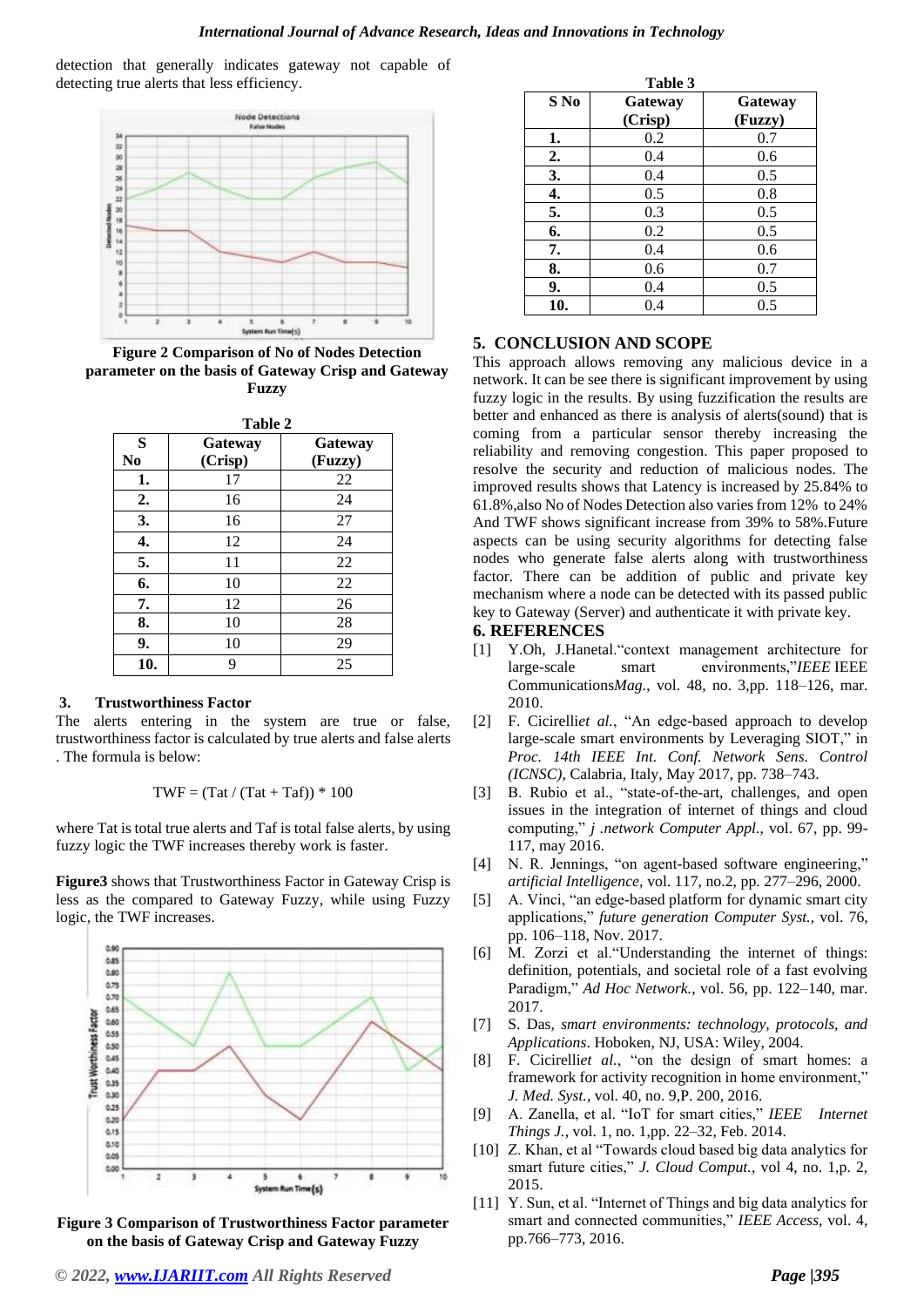detection that generally indicates gateway not capable of detecting true alerts that less efficiency.

**Figure 2 Comparison of No of Nodes Detection parameter on the basis of Gateway Crisp and Gateway Fuzzy**

**Table 2**

| S No | Gateway (Crisp) | Gateway (Fuzzy) |
|---|---|---|
| **1.** | 17 | 22 |
| **2.** | 16 | 24 |
| **3.** | 16 | 27 |
| **4.** | 12 | 24 |
| **5.** | 11 | 22 |
| **6.** | 10 | 22 |
| **7.** | 12 | 26 |
| **8.** | 10 | 28 |
| **9.** | 10 | 29 |
| **10.** | 9 | 25 |

### 3. Trustworthiness Factor

The alerts entering in the system are true or false, trustworthiness factor is calculated by true alerts and false alerts . The formula is below:

$$TWF = (Tat / (Tat + Taf)) * 100$$

where Tat is total true alerts and Taf is total false alerts, by using fuzzy logic the TWF increases thereby work is faster.

**Figure3** shows that Trustworthiness Factor in Gateway Crisp is less as the compared to Gateway Fuzzy, while using Fuzzy logic, the TWF increases.

**Figure 3 Comparison of Trustworthiness Factor parameter on the basis of Gateway Crisp and Gateway Fuzzy**

**Table 3**

| S No | Gateway (Crisp) | Gateway (Fuzzy) |
|---|---|---|
| **1.** | 0.2 | 0.7 |
| **2.** | 0.4 | 0.6 |
| **3.** | 0.4 | 0.5 |
| **4.** | 0.5 | 0.8 |
| **5.** | 0.3 | 0.5 |
| **6.** | 0.2 | 0.5 |
| **7.** | 0.4 | 0.6 |
| **8.** | 0.6 | 0.7 |
| **9.** | 0.4 | 0.5 |
| **10.** | 0.4 | 0.5 |

## 5. CONCLUSION AND SCOPE

This approach allows removing any malicious device in a network. It can be see there is significant improvement by using fuzzy logic in the results. By using fuzzification the results are better and enhanced as there is analysis of alerts(sound) that is coming from a particular sensor thereby increasing the reliability and removing congestion. This paper proposed to resolve the security and reduction of malicious nodes. The improved results shows that Latency is increased by 25.84% to 61.8%,also No of Nodes Detection also varies from 12% to 24% And TWF shows significant increase from 39% to 58%.Future aspects can be using security algorithms for detecting false nodes who generate false alerts along with trustworthiness factor. There can be addition of public and private key mechanism where a node can be detected with its passed public key to Gateway (Server) and authenticate it with private key.

## 6. REFERENCES

[1] Y.Oh, J.Hanetal."context management architecture for large-scale smart environments,"*IEEE* IEEE Communications*Mag.*, vol. 48, no. 3,pp. 118–126, mar. 2010.

[2] F. Cicirelli*et al.*, "An edge-based approach to develop large-scale smart environments by Leveraging SIOT," in *Proc. 14th IEEE Int. Conf. Network Sens. Control (ICNSC)*, Calabria, Italy, May 2017, pp. 738–743.

[3] B. Rubio et al., "state-of-the-art, challenges, and open issues in the integration of internet of things and cloud computing," *j .network Computer Appl.*, vol. 67, pp. 99-117, may 2016.

[4] N. R. Jennings, "on agent-based software engineering," *artificial Intelligence*, vol. 117, no.2, pp. 277–296, 2000.

[5] A. Vinci, "an edge-based platform for dynamic smart city applications," *future generation Computer Syst.*, vol. 76, pp. 106–118, Nov. 2017.

[6] M. Zorzi et al."Understanding the internet of things: definition, potentials, and societal role of a fast evolving Paradigm," *Ad Hoc Network.*, vol. 56, pp. 122–140, mar. 2017.

[7] S. Das, *smart environments: technology, protocols, and Applications*. Hoboken, NJ, USA: Wiley, 2004.

[8] F. Cicirelli*et al.*, "on the design of smart homes: a framework for activity recognition in home environment," *J. Med. Syst.*, vol. 40, no. 9,P. 200, 2016.

[9] A. Zanella, et al. "IoT for smart cities," *IEEE Internet Things J.*, vol. 1, no. 1,pp. 22–32, Feb. 2014.

[10] Z. Khan, et al "Towards cloud based big data analytics for smart future cities," *J. Cloud Comput.*, vol 4, no. 1,p. 2, 2015.

[11] Y. Sun, et al. "Internet of Things and big data analytics for smart and connected communities," *IEEE Access*, vol. 4, pp.766–773, 2016.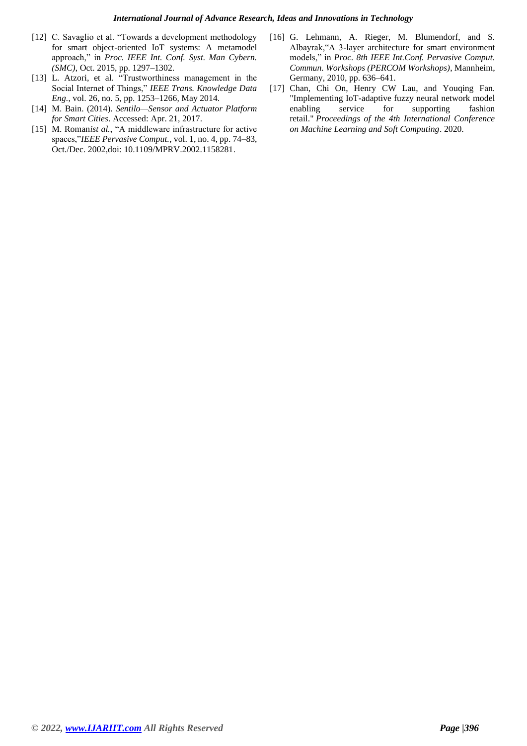[12] C. Savaglio et al. “Towards a development methodology for smart object-oriented IoT systems: A metamodel approach,” in *Proc. IEEE Int. Conf. Syst. Man Cybern. (SMC)*, Oct. 2015, pp. 1297–1302.

[13] L. Atzori, et al. “Trustworthiness management in the Social Internet of Things,” *IEEE Trans. Knowledge Data Eng.*, vol. 26, no. 5, pp. 1253–1266, May 2014.

[14] M. Bain. (2014). *Sentilo—Sensor and Actuator Platform for Smart Cities*. Accessed: Apr. 21, 2017.

[15] M. Roman*ist al.*, “A middleware infrastructure for active spaces,”*IEEE Pervasive Comput.*, vol. 1, no. 4, pp. 74–83, Oct./Dec. 2002,doi: 10.1109/MPRV.2002.1158281.

[16] G. Lehmann, A. Rieger, M. Blumendorf, and S. Albayrak,“A 3-layer architecture for smart environment models,” in *Proc. 8th IEEE Int.Conf. Pervasive Comput. Commun. Workshops (PERCOM Workshops)*, Mannheim, Germany, 2010, pp. 636–641.

[17] Chan, Chi On, Henry CW Lau, and Youqing Fan. "Implementing IoT-adaptive fuzzy neural network model enabling service for supporting fashion retail." *Proceedings of the 4th International Conference on Machine Learning and Soft Computing*. 2020.